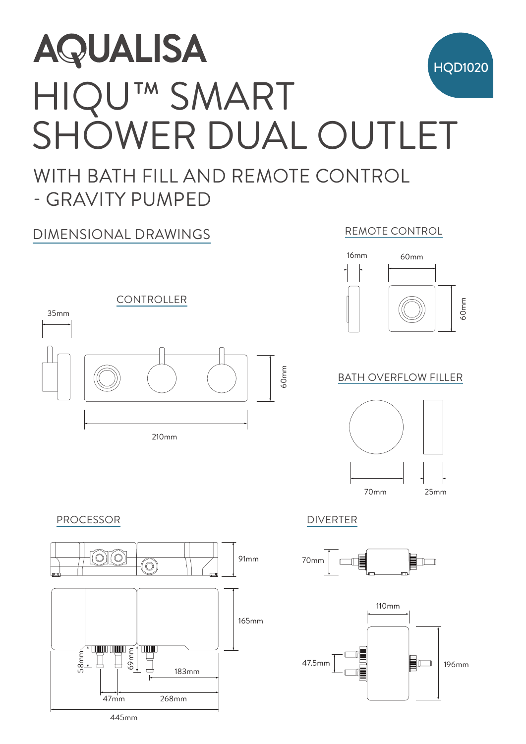# AQUALISA

HQD1020

# HIQU™ SMART SHOWER DUAL OUTLET

## WITH BATH FILL AND REMOTE CONTROL - GRAVITY PUMPED

## DIMENSIONAL DRAWINGS

### REMOTE CONTROL

16mm

60mm

60mm

### CONTROLLER

35mm

60mm

210mm

### BATH OVERFLOW FILLER

70mm

25mm

### PROCESSOR

91mm

165mm

58mm

69mm

183mm

47mm

268mm

445mm

### DIVERTER

70mm

110mm

47.5mm

196mm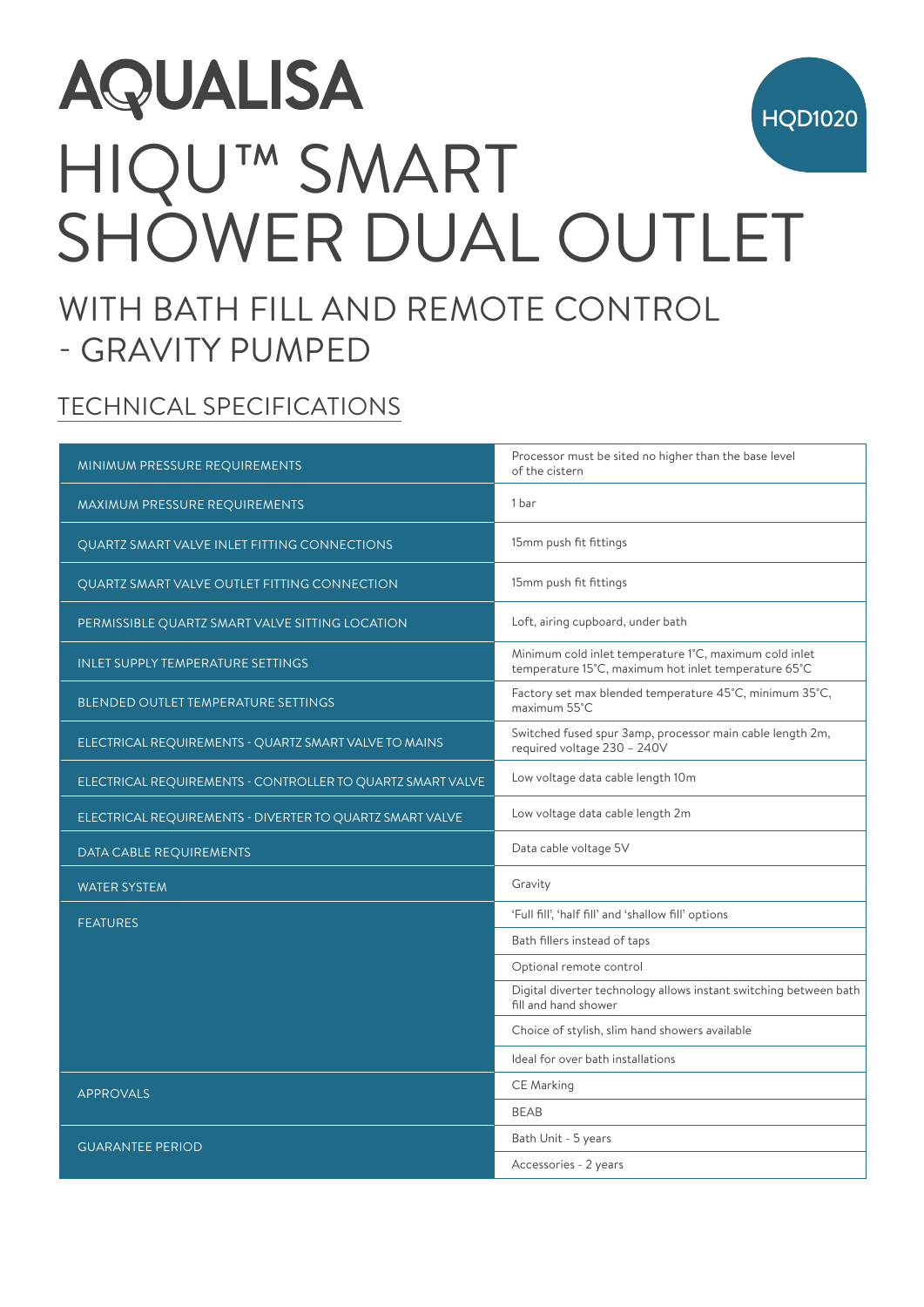# AQUALISA

HQD1020

# HIQU™ SMART SHOWER DUAL OUTLET

## WITH BATH FILL AND REMOTE CONTROL - GRAVITY PUMPED

### TECHNICAL SPECIFICATIONS

| | |
|---|---|
| MINIMUM PRESSURE REQUIREMENTS | Processor must be sited no higher than the base level of the cistern |
| MAXIMUM PRESSURE REQUIREMENTS | 1 bar |
| QUARTZ SMART VALVE INLET FITTING CONNECTIONS | 15mm push fit fittings |
| QUARTZ SMART VALVE OUTLET FITTING CONNECTION | 15mm push fit fittings |
| PERMISSIBLE QUARTZ SMART VALVE SITTING LOCATION | Loft, airing cupboard, under bath |
| INLET SUPPLY TEMPERATURE SETTINGS | Minimum cold inlet temperature 1°C, maximum cold inlet temperature 15°C, maximum hot inlet temperature 65°C |
| BLENDED OUTLET TEMPERATURE SETTINGS | Factory set max blended temperature 45°C, minimum 35°C, maximum 55°C |
| ELECTRICAL REQUIREMENTS - QUARTZ SMART VALVE TO MAINS | Switched fused spur 3amp, processor main cable length 2m, required voltage 230 – 240V |
| ELECTRICAL REQUIREMENTS - CONTROLLER TO QUARTZ SMART VALVE | Low voltage data cable length 10m |
| ELECTRICAL REQUIREMENTS - DIVERTER TO QUARTZ SMART VALVE | Low voltage data cable length 2m |
| DATA CABLE REQUIREMENTS | Data cable voltage 5V |
| WATER SYSTEM | Gravity |
| FEATURES | 'Full fill', 'half fill' and 'shallow fill' options |
| | Bath fillers instead of taps |
| | Optional remote control |
| | Digital diverter technology allows instant switching between bath fill and hand shower |
| | Choice of stylish, slim hand showers available |
| | Ideal for over bath installations |
| APPROVALS | CE Marking |
| | BEAB |
| GUARANTEE PERIOD | Bath Unit - 5 years |
| | Accessories - 2 years |